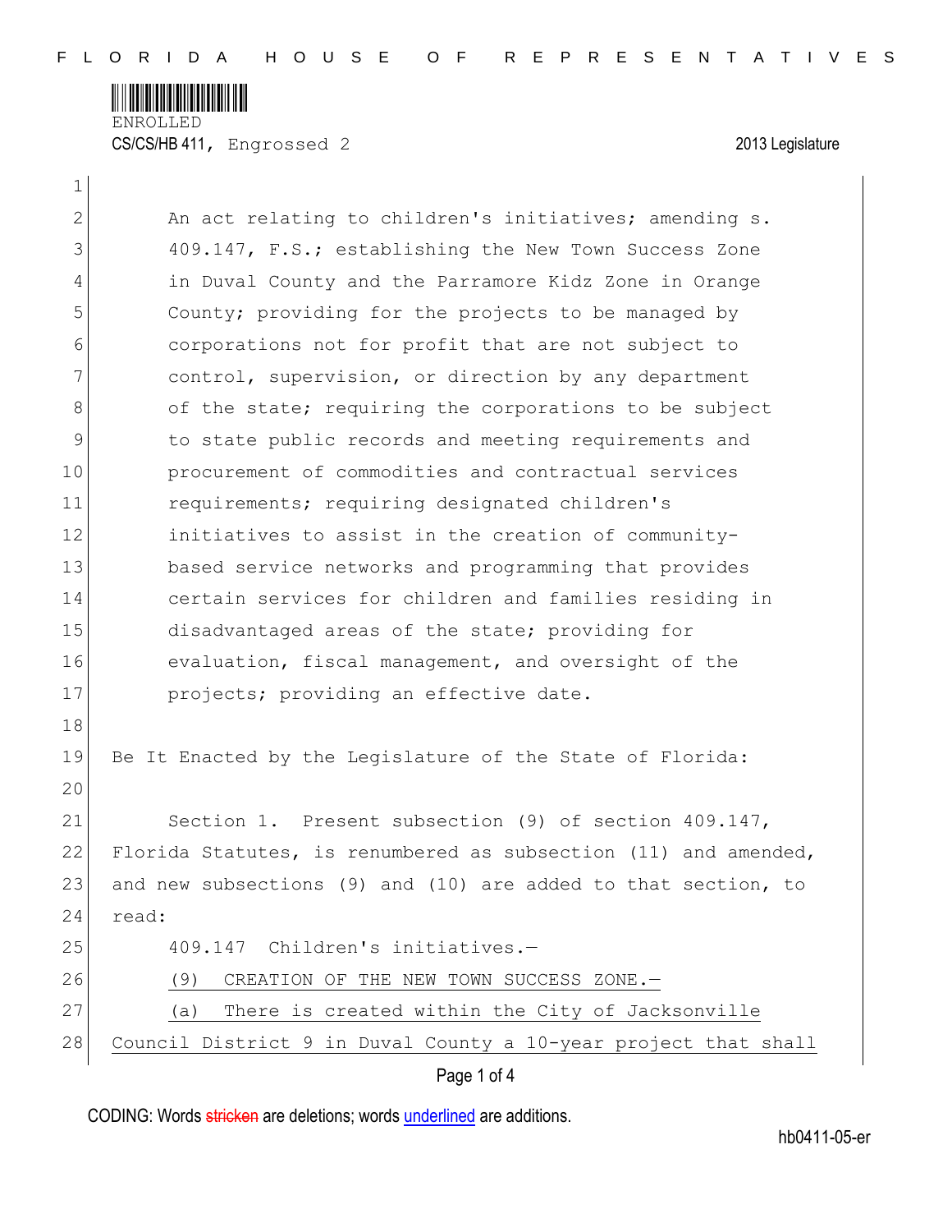FLORIDA HOUSE OF REPRESENTATIVES

ENROLLED

CS/CS/HB 411, Engrossed 2 — 2013 Legislature

An act relating to children's initiatives; amending s. 409.147, F.S.; establishing the New Town Success Zone in Duval County and the Parramore Kidz Zone in Orange County; providing for the projects to be managed by corporations not for profit that are not subject to control, supervision, or direction by any department of the state; requiring the corporations to be subject to state public records and meeting requirements and procurement of commodities and contractual services requirements; requiring designated children's initiatives to assist in the creation of community-based service networks and programming that provides certain services for children and families residing in disadvantaged areas of the state; providing for evaluation, fiscal management, and oversight of the projects; providing an effective date.

Be It Enacted by the Legislature of the State of Florida:

Section 1. Present subsection (9) of section 409.147, Florida Statutes, is renumbered as subsection (11) and amended, and new subsections (9) and (10) are added to that section, to read:

409.147 Children's initiatives.—

<u>(9) CREATION OF THE NEW TOWN SUCCESS ZONE.—</u>

<u>(a) There is created within the City of Jacksonville Council District 9 in Duval County a 10-year project that shall</u>

CODING: Words ~~stricken~~ are deletions; words <u>underlined</u> are additions.

hb0411-05-er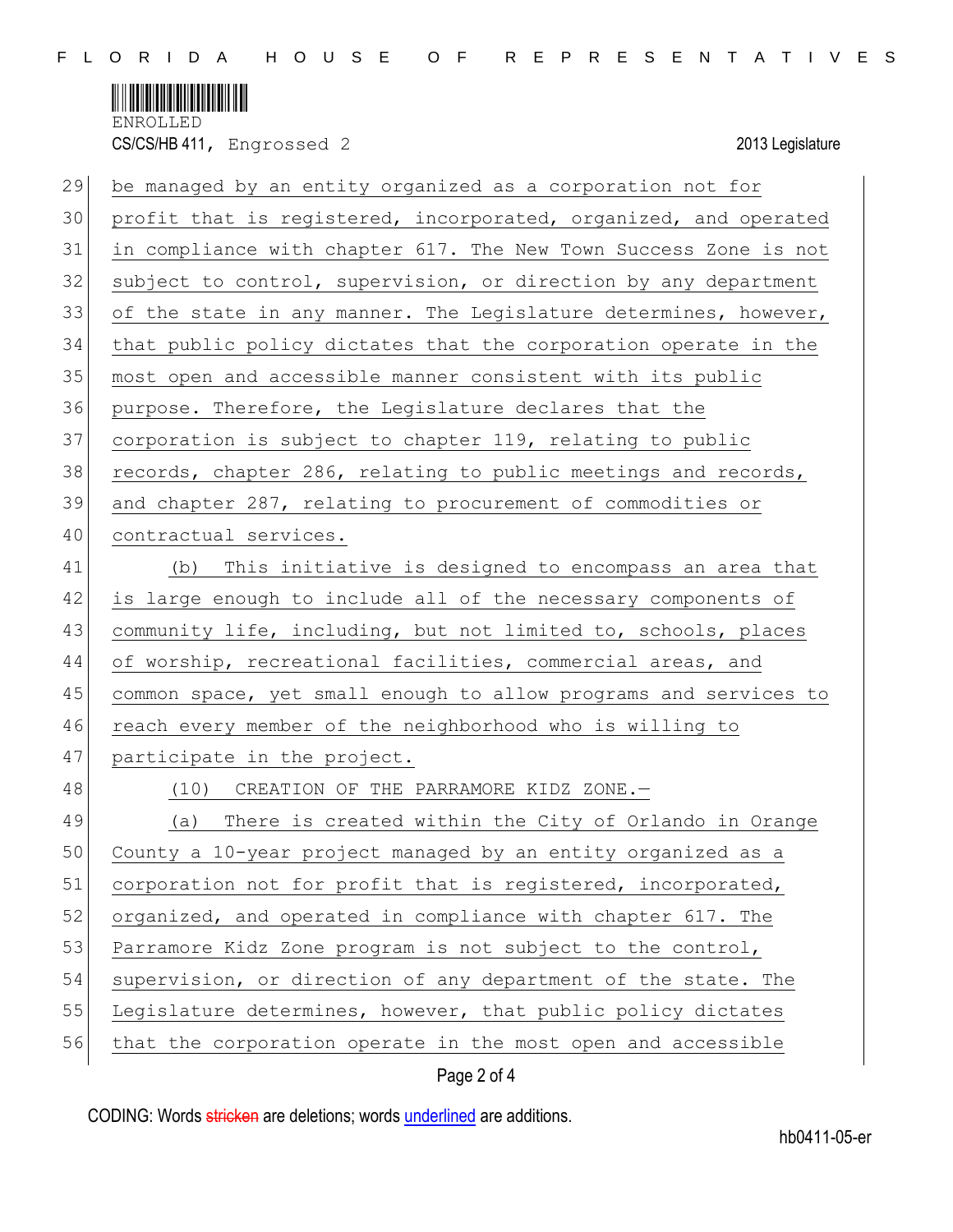be managed by an entity organized as a corporation not for profit that is registered, incorporated, organized, and operated in compliance with chapter 617. The New Town Success Zone is not subject to control, supervision, or direction by any department of the state in any manner. The Legislature determines, however, that public policy dictates that the corporation operate in the most open and accessible manner consistent with its public purpose. Therefore, the Legislature declares that the corporation is subject to chapter 119, relating to public records, chapter 286, relating to public meetings and records, and chapter 287, relating to procurement of commodities or contractual services.

(b) This initiative is designed to encompass an area that is large enough to include all of the necessary components of community life, including, but not limited to, schools, places of worship, recreational facilities, commercial areas, and common space, yet small enough to allow programs and services to reach every member of the neighborhood who is willing to participate in the project.

(10) CREATION OF THE PARRAMORE KIDZ ZONE.—

(a) There is created within the City of Orlando in Orange County a 10-year project managed by an entity organized as a corporation not for profit that is registered, incorporated, organized, and operated in compliance with chapter 617. The Parramore Kidz Zone program is not subject to the control, supervision, or direction of any department of the state. The Legislature determines, however, that public policy dictates that the corporation operate in the most open and accessible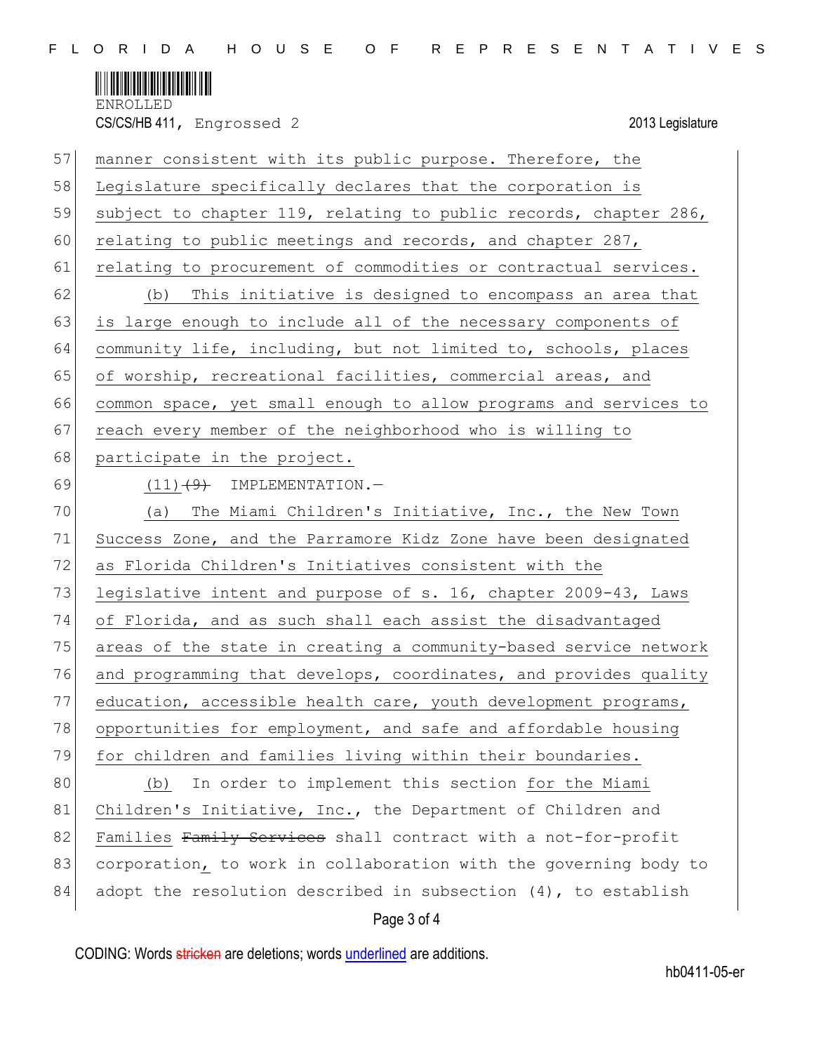manner consistent with its public purpose. Therefore, the Legislature specifically declares that the corporation is subject to chapter 119, relating to public records, chapter 286, relating to public meetings and records, and chapter 287, relating to procurement of commodities or contractual services.

(b) This initiative is designed to encompass an area that is large enough to include all of the necessary components of community life, including, but not limited to, schools, places of worship, recreational facilities, commercial areas, and common space, yet small enough to allow programs and services to reach every member of the neighborhood who is willing to participate in the project.

(11) ~~(9)~~ IMPLEMENTATION.—

(a) The Miami Children's Initiative, Inc., the New Town Success Zone, and the Parramore Kidz Zone have been designated as Florida Children's Initiatives consistent with the legislative intent and purpose of s. 16, chapter 2009-43, Laws of Florida, and as such shall each assist the disadvantaged areas of the state in creating a community-based service network and programming that develops, coordinates, and provides quality education, accessible health care, youth development programs, opportunities for employment, and safe and affordable housing for children and families living within their boundaries.

(b) In order to implement this section for the Miami Children's Initiative, Inc., the Department of Children and Families ~~Family Services~~ shall contract with a not-for-profit corporation, to work in collaboration with the governing body to adopt the resolution described in subsection (4), to establish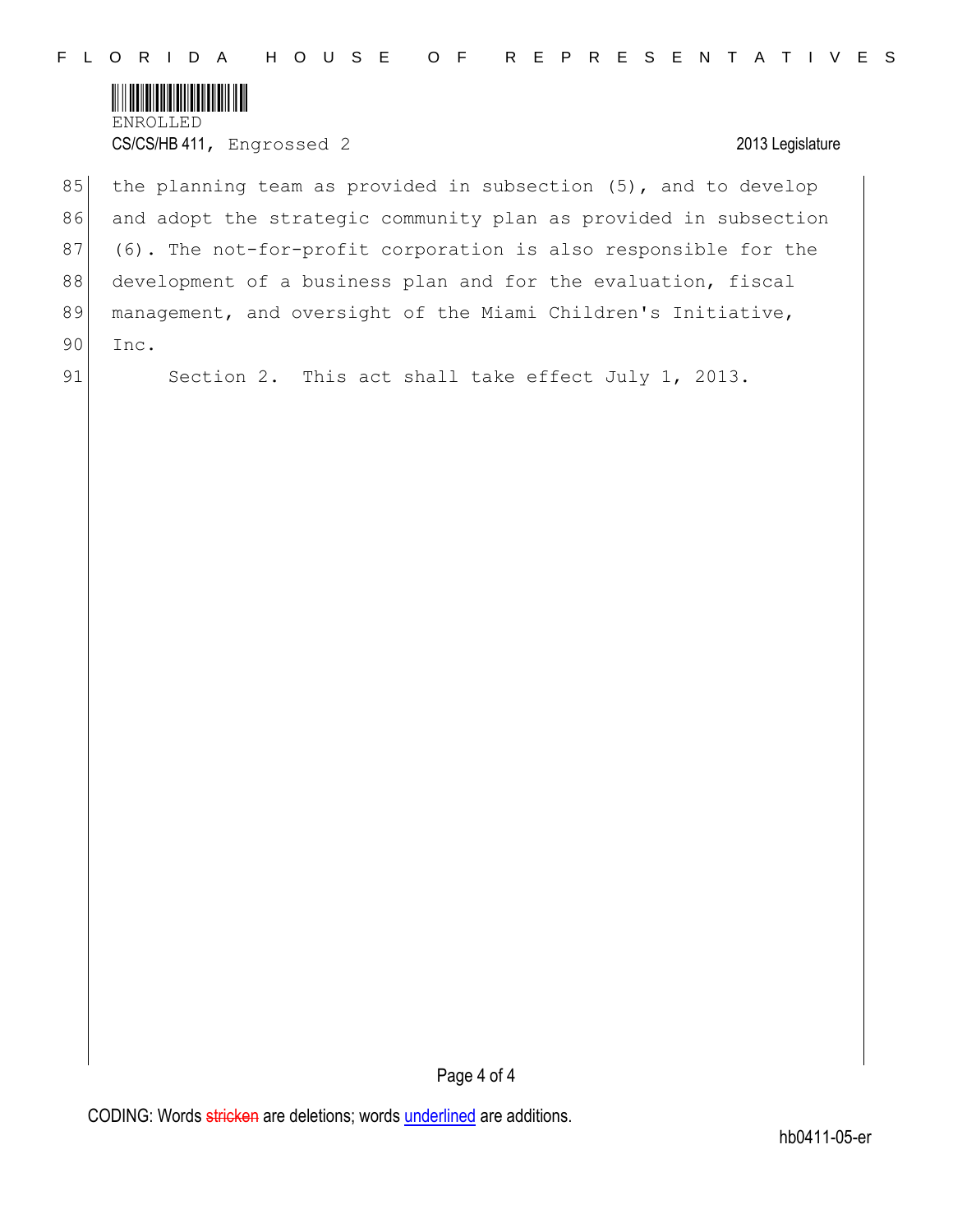the planning team as provided in subsection (5), and to develop and adopt the strategic community plan as provided in subsection (6). The not-for-profit corporation is also responsible for the development of a business plan and for the evaluation, fiscal management, and oversight of the Miami Children's Initiative, Inc.

Section 2. This act shall take effect July 1, 2013.